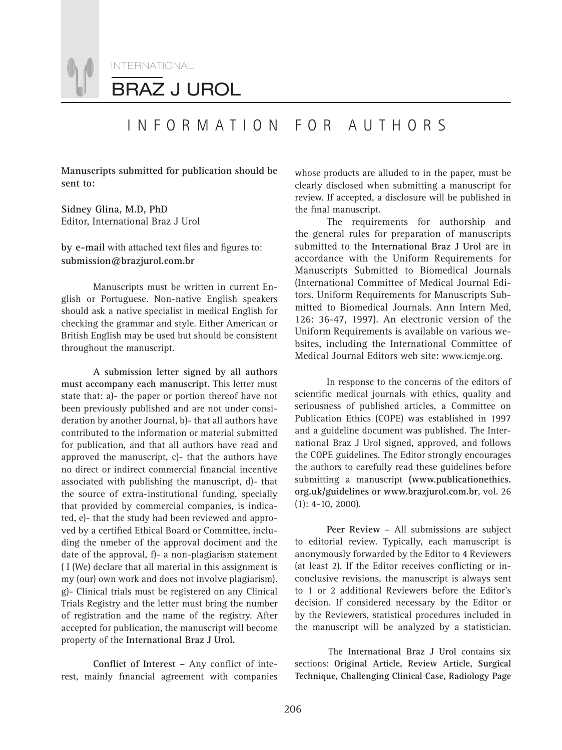# INFORMATION FOR AUTHORS

**Manuscripts submitted for publication should be sent to:**

**Sidney Glina, M.D, PhD**
Editor, International Braz J Urol

**by e-mail** with attached text files and figures to:
**submission@brazjurol.com.br**

Manuscripts must be written in current English or Portuguese. Non-native English speakers should ask a native specialist in medical English for checking the grammar and style. Either American or British English may be used but should be consistent throughout the manuscript.

**A submission letter signed by all authors must accompany each manuscript.** This letter must state that: a)- the paper or portion thereof have not been previously published and are not under consideration by another Journal, b)- that all authors have contributed to the information or material submitted for publication, and that all authors have read and approved the manuscript, c)- that the authors have no direct or indirect commercial financial incentive associated with publishing the manuscript, d)- that the source of extra-institutional funding, specially that provided by commercial companies, is indicated, e)- that the study had been reviewed and approved by a certified Ethical Board or Committee, including the nmeber of the approval dociment and the date of the approval, f)- a non-plagiarism statement ( I (We) declare that all material in this assignment is my (our) own work and does not involve plagiarism). g)- Clinical trials must be registered on any Clinical Trials Registry and the letter must bring the number of registration and the name of the registry. After accepted for publication, the manuscript will become property of the **International Braz J Urol.**

**Conflict of Interest –** Any conflict of interest, mainly financial agreement with companies whose products are alluded to in the paper, must be clearly disclosed when submitting a manuscript for review. If accepted, a disclosure will be published in the final manuscript.

The requirements for authorship and the general rules for preparation of manuscripts submitted to the **International Braz J Urol** are in accordance with the Uniform Requirements for Manuscripts Submitted to Biomedical Journals (International Committee of Medical Journal Editors. Uniform Requirements for Manuscripts Submitted to Biomedical Journals. Ann Intern Med, 126: 36-47, 1997). An electronic version of the Uniform Requirements is available on various websites, including the International Committee of Medical Journal Editors web site: www.icmje.org.

In response to the concerns of the editors of scientific medical journals with ethics, quality and seriousness of published articles, a Committee on Publication Ethics (COPE) was established in 1997 and a guideline document was published. The International Braz J Urol signed, approved, and follows the COPE guidelines. The Editor strongly encourages the authors to carefully read these guidelines before submitting a manuscript **(www.publicationethics.org.uk/guidelines or www.brazjurol.com.br**, vol. 26 (1): 4-10, 2000).

**Peer Review** – All submissions are subject to editorial review. Typically, each manuscript is anonymously forwarded by the Editor to 4 Reviewers (at least 2). If the Editor receives conflicting or inconclusive revisions, the manuscript is always sent to 1 or 2 additional Reviewers before the Editor's decision. If considered necessary by the Editor or by the Reviewers, statistical procedures included in the manuscript will be analyzed by a statistician.

The **International Braz J Urol** contains six sections: **Original Article, Review Article, Surgical Technique, Challenging Clinical Case, Radiology Page**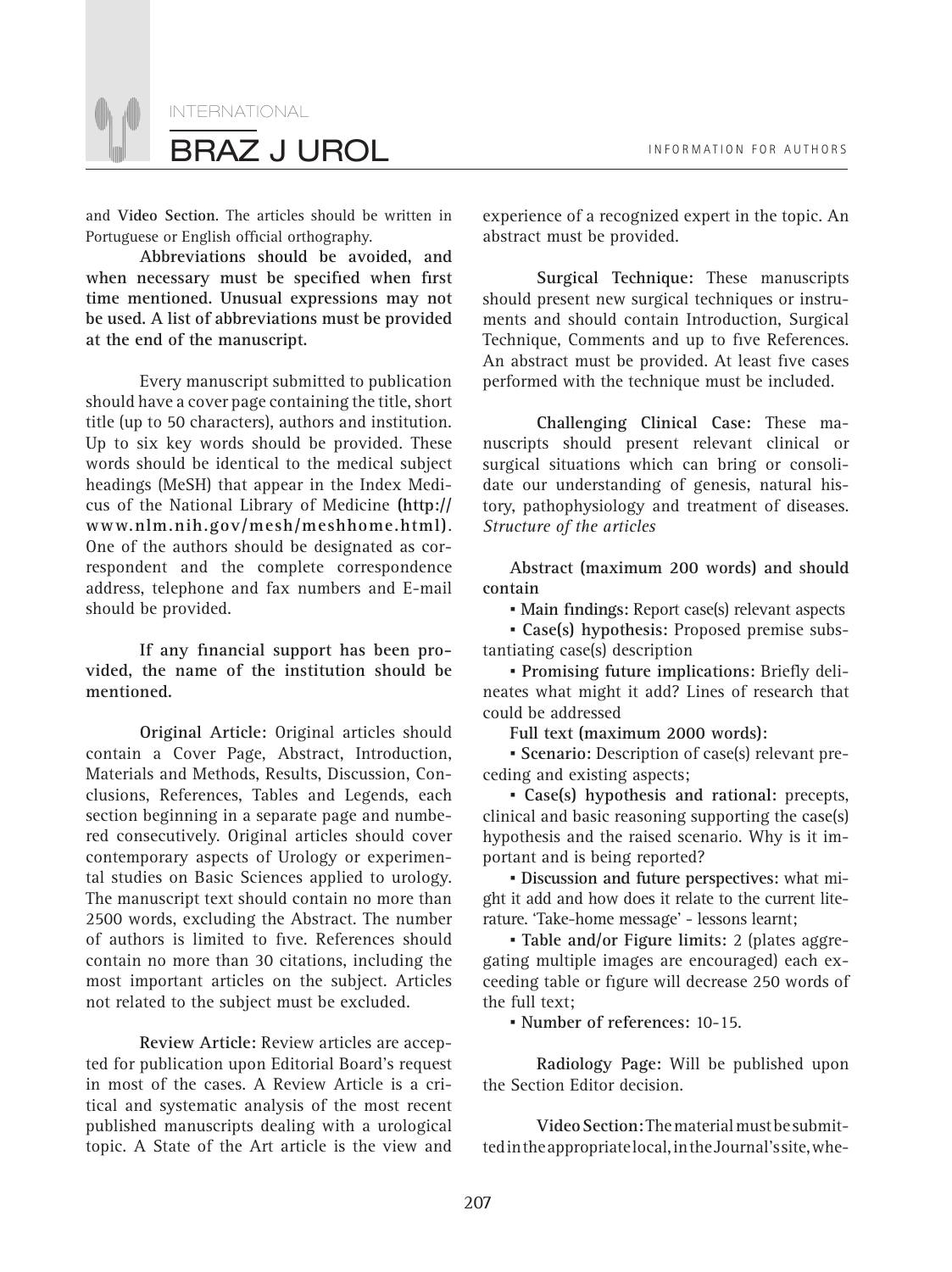and **Video Section**. The articles should be written in Portuguese or English official orthography.

**Abbreviations should be avoided, and when necessary must be specified when first time mentioned. Unusual expressions may not be used. A list of abbreviations must be provided at the end of the manuscript.**

Every manuscript submitted to publication should have a cover page containing the title, short title (up to 50 characters), authors and institution. Up to six key words should be provided. These words should be identical to the medical subject headings (MeSH) that appear in the Index Medicus of the National Library of Medicine **(http://www.nlm.nih.gov/mesh/meshhome.html)**. One of the authors should be designated as correspondent and the complete correspondence address, telephone and fax numbers and E-mail should be provided.

**If any financial support has been provided, the name of the institution should be mentioned.**

**Original Article:** Original articles should contain a Cover Page, Abstract, Introduction, Materials and Methods, Results, Discussion, Conclusions, References, Tables and Legends, each section beginning in a separate page and numbered consecutively. Original articles should cover contemporary aspects of Urology or experimental studies on Basic Sciences applied to urology. The manuscript text should contain no more than 2500 words, excluding the Abstract. The number of authors is limited to five. References should contain no more than 30 citations, including the most important articles on the subject. Articles not related to the subject must be excluded.

**Review Article:** Review articles are accepted for publication upon Editorial Board's request in most of the cases. A Review Article is a critical and systematic analysis of the most recent published manuscripts dealing with a urological topic. A State of the Art article is the view and experience of a recognized expert in the topic. An abstract must be provided.

**Surgical Technique:** These manuscripts should present new surgical techniques or instruments and should contain Introduction, Surgical Technique, Comments and up to five References. An abstract must be provided. At least five cases performed with the technique must be included.

**Challenging Clinical Case:** These manuscripts should present relevant clinical or surgical situations which can bring or consolidate our understanding of genesis, natural history, pathophysiology and treatment of diseases.
*Structure of the articles*

**Abstract (maximum 200 words) and should contain**

- **Main findings:** Report case(s) relevant aspects
- **Case(s) hypothesis:** Proposed premise substantiating case(s) description
- **Promising future implications:** Briefly delineates what might it add? Lines of research that could be addressed

**Full text (maximum 2000 words):**

- **Scenario:** Description of case(s) relevant preceding and existing aspects;
- **Case(s) hypothesis and rational:** precepts, clinical and basic reasoning supporting the case(s) hypothesis and the raised scenario. Why is it important and is being reported?
- **Discussion and future perspectives:** what might it add and how does it relate to the current literature. 'Take-home message' - lessons learnt;
- **Table and/or Figure limits:** 2 (plates aggregating multiple images are encouraged) each exceeding table or figure will decrease 250 words of the full text;
- **Number of references:** 10-15.

**Radiology Page:** Will be published upon the Section Editor decision.

**Video Section:** The material must be submitted in the appropriate local, in the Journal's site, whe-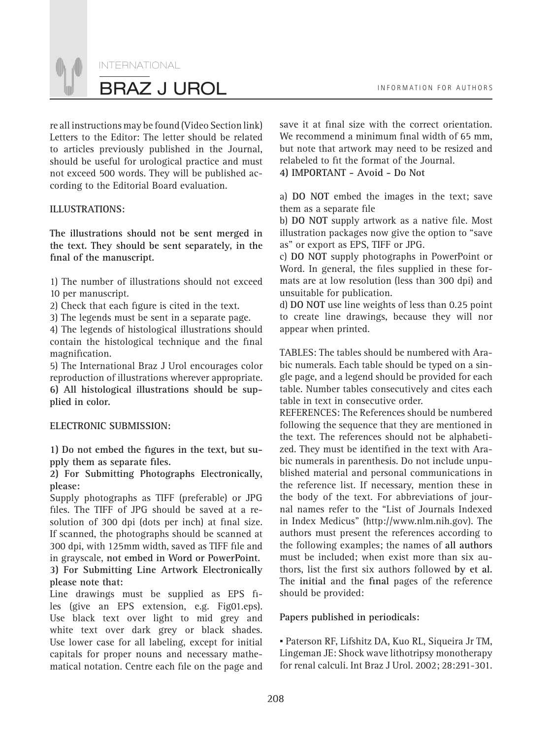re all instructions may be found (Video Section link)
Letters to the Editor: The letter should be related to articles previously published in the Journal, should be useful for urological practice and must not exceed 500 words. They will be published according to the Editorial Board evaluation.

**ILLUSTRATIONS:**

**The illustrations should not be sent merged in the text. They should be sent separately, in the final of the manuscript.**

1) The number of illustrations should not exceed 10 per manuscript.
2) Check that each figure is cited in the text.
3) The legends must be sent in a separate page.
4) The legends of histological illustrations should contain the histological technique and the final magnification.
5) The International Braz J Urol encourages color reproduction of illustrations wherever appropriate.
**6) All histological illustrations should be supplied in color.**

**ELECTRONIC SUBMISSION:**

**1) Do not embed the figures in the text, but supply them as separate files.**

**2) For Submitting Photographs Electronically, please:**

Supply photographs as TIFF (preferable) or JPG files. The TIFF of JPG should be saved at a resolution of 300 dpi (dots per inch) at final size. If scanned, the photographs should be scanned at 300 dpi, with 125mm width, saved as TIFF file and in grayscale, **not embed in Word or PowerPoint.**

**3) For Submitting Line Artwork Electronically please note that:**

Line drawings must be supplied as EPS files (give an EPS extension, e.g. Fig01.eps). Use black text over light to mid grey and white text over dark grey or black shades. Use lower case for all labeling, except for initial capitals for proper nouns and necessary mathematical notation. Centre each file on the page and save it at final size with the correct orientation. We recommend a minimum final width of 65 mm, but note that artwork may need to be resized and relabeled to fit the format of the Journal.

**4) IMPORTANT - Avoid - Do Not**

a) **DO NOT** embed the images in the text; save them as a separate file
b) **DO NOT** supply artwork as a native file. Most illustration packages now give the option to "save as" or export as EPS, TIFF or JPG.
c) **DO NOT** supply photographs in PowerPoint or Word. In general, the files supplied in these formats are at low resolution (less than 300 dpi) and unsuitable for publication.
d) **DO NOT** use line weights of less than 0.25 point to create line drawings, because they will nor appear when printed.

TABLES: The tables should be numbered with Arabic numerals. Each table should be typed on a single page, and a legend should be provided for each table. Number tables consecutively and cites each table in text in consecutive order.

REFERENCES: The References should be numbered following the sequence that they are mentioned in the text. The references should not be alphabetized. They must be identified in the text with Arabic numerals in parenthesis. Do not include unpublished material and personal communications in the reference list. If necessary, mention these in the body of the text. For abbreviations of journal names refer to the "List of Journals Indexed in Index Medicus" (http://www.nlm.nih.gov). The authors must present the references according to the following examples; the names of **all authors** must be included; when exist more than six authors, list the first six authors followed **by et al.** The **initial** and the **final** pages of the reference should be provided:

**Papers published in periodicals:**

- Paterson RF, Lifshitz DA, Kuo RL, Siqueira Jr TM, Lingeman JE: Shock wave lithotripsy monotherapy for renal calculi. Int Braz J Urol. 2002; 28:291-301.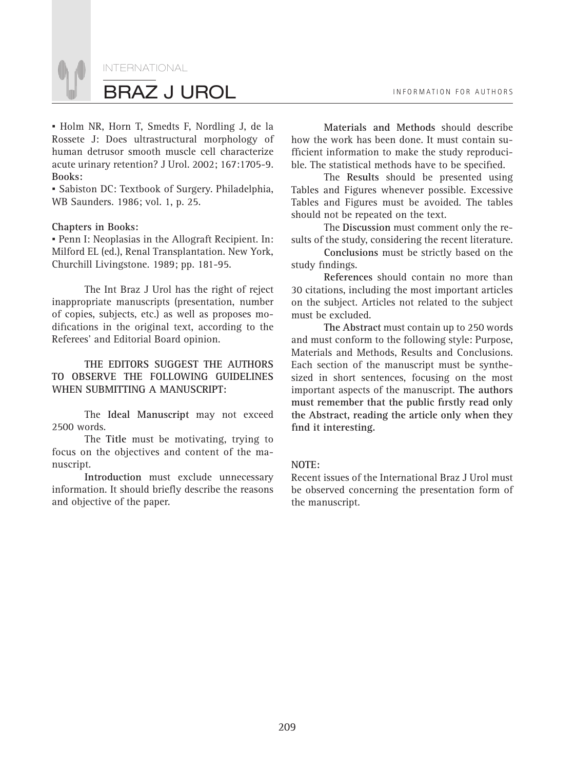▪ Holm NR, Horn T, Smedts F, Nordling J, de la Rossete J: Does ultrastructural morphology of human detrusor smooth muscle cell characterize acute urinary retention? J Urol. 2002; 167:1705-9.

**Books:**

▪ Sabiston DC: Textbook of Surgery. Philadelphia, WB Saunders. 1986; vol. 1, p. 25.

**Chapters in Books:**

▪ Penn I: Neoplasias in the Allograft Recipient. In: Milford EL (ed.), Renal Transplantation. New York, Churchill Livingstone. 1989; pp. 181-95.

The Int Braz J Urol has the right of reject inappropriate manuscripts (presentation, number of copies, subjects, etc.) as well as proposes modifications in the original text, according to the Referees' and Editorial Board opinion.

**THE EDITORS SUGGEST THE AUTHORS TO OBSERVE THE FOLLOWING GUIDELINES WHEN SUBMITTING A MANUSCRIPT:**

The **Ideal Manuscript** may not exceed 2500 words.

The **Title** must be motivating, trying to focus on the objectives and content of the manuscript.

**Introduction** must exclude unnecessary information. It should briefly describe the reasons and objective of the paper.

**Materials and Methods** should describe how the work has been done. It must contain sufficient information to make the study reproducible. The statistical methods have to be specified.

The **Results** should be presented using Tables and Figures whenever possible. Excessive Tables and Figures must be avoided. The tables should not be repeated on the text.

The **Discussion** must comment only the results of the study, considering the recent literature.

**Conclusions** must be strictly based on the study findings.

**References** should contain no more than 30 citations, including the most important articles on the subject. Articles not related to the subject must be excluded.

**The Abstract** must contain up to 250 words and must conform to the following style: Purpose, Materials and Methods, Results and Conclusions. Each section of the manuscript must be synthesized in short sentences, focusing on the most important aspects of the manuscript. **The authors must remember that the public firstly read only the Abstract, reading the article only when they find it interesting.**

**NOTE:**

Recent issues of the International Braz J Urol must be observed concerning the presentation form of the manuscript.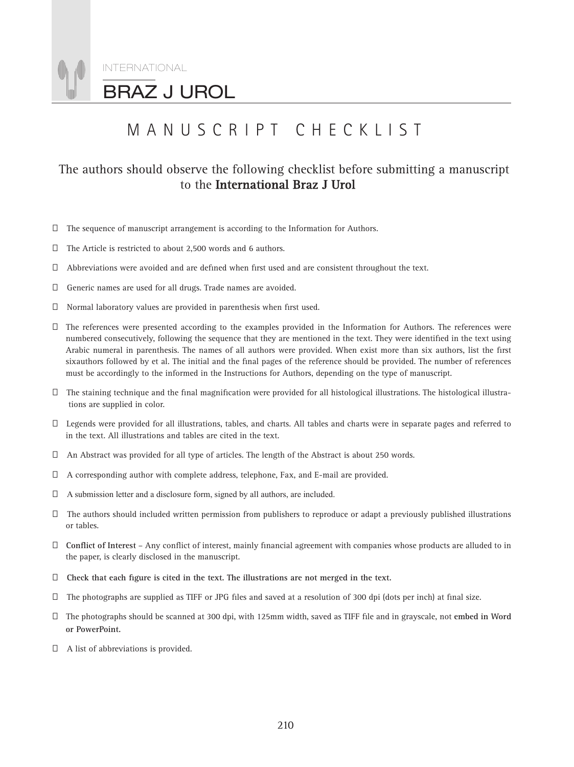INTERNATIONAL

BRAZ J UROL

# MANUSCRIPT CHECKLIST

## The authors should observe the following checklist before submitting a manuscript to the **International Braz J Urol**

- The sequence of manuscript arrangement is according to the Information for Authors.
- The Article is restricted to about 2,500 words and 6 authors.
- Abbreviations were avoided and are defined when first used and are consistent throughout the text.
- Generic names are used for all drugs. Trade names are avoided.
- Normal laboratory values are provided in parenthesis when first used.
- The references were presented according to the examples provided in the Information for Authors. The references were numbered consecutively, following the sequence that they are mentioned in the text. They were identified in the text using Arabic numeral in parenthesis. The names of all authors were provided. When exist more than six authors, list the first sixauthors followed by et al. The initial and the final pages of the reference should be provided. The number of references must be accordingly to the informed in the Instructions for Authors, depending on the type of manuscript.
- The staining technique and the final magnification were provided for all histological illustrations. The histological illustrations are supplied in color.
- Legends were provided for all illustrations, tables, and charts. All tables and charts were in separate pages and referred to in the text. All illustrations and tables are cited in the text.
- An Abstract was provided for all type of articles. The length of the Abstract is about 250 words.
- A corresponding author with complete address, telephone, Fax, and E-mail are provided.
- A submission letter and a disclosure form, signed by all authors, are included.
- The authors should included written permission from publishers to reproduce or adapt a previously published illustrations or tables.
- **Conflict of Interest** – Any conflict of interest, mainly financial agreement with companies whose products are alluded to in the paper, is clearly disclosed in the manuscript.
- **Check that each figure is cited in the text. The illustrations are not merged in the text.**
- The photographs are supplied as TIFF or JPG files and saved at a resolution of 300 dpi (dots per inch) at final size.
- The photographs should be scanned at 300 dpi, with 125mm width, saved as TIFF file and in grayscale, not **embed in Word or PowerPoint.**
- A list of abbreviations is provided.